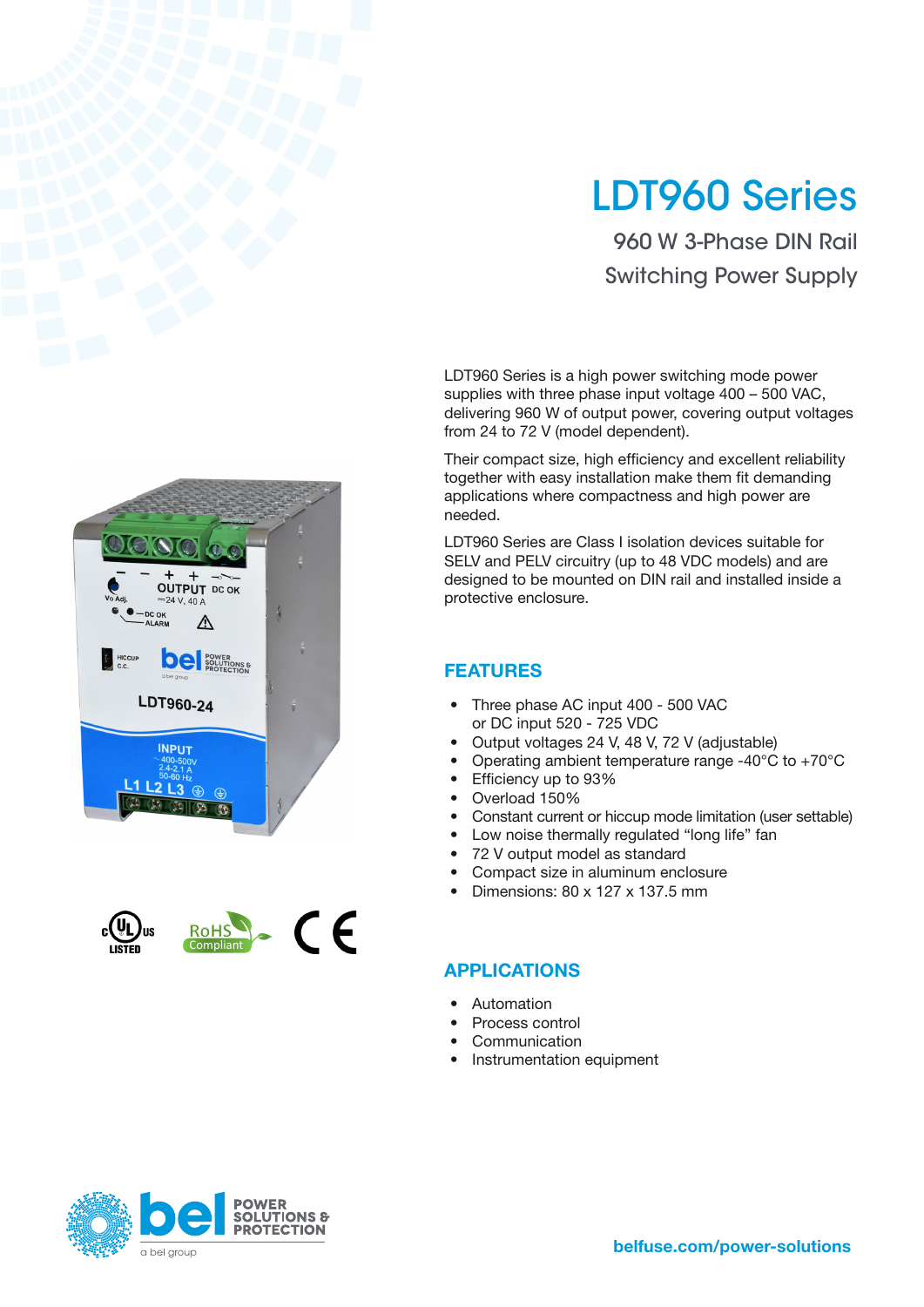# LDT960 Series

## 960 W 3-Phase DIN Rail Switching Power Supply

LDT960 Series is a high power switching mode power supplies with three phase input voltage 400 – 500 VAC, delivering 960 W of output power, covering output voltages from 24 to 72 V (model dependent).

Their compact size, high efficiency and excellent reliability together with easy installation make them fit demanding applications where compactness and high power are needed.

LDT960 Series are Class I isolation devices suitable for SELV and PELV circuitry (up to 48 VDC models) and are designed to be mounted on DIN rail and installed inside a protective enclosure.

## FEATURES

- Three phase AC input 400 - 500 VAC or DC input 520 - 725 VDC
- Output voltages 24 V, 48 V, 72 V (adjustable)
- Operating ambient temperature range -40°C to +70°C
- Efficiency up to 93%
- Overload 150%
- Constant current or hiccup mode limitation (user settable)
- Low noise thermally regulated "long life" fan
- 72 V output model as standard
- Compact size in aluminum enclosure
- Dimensions: 80 x 127 x 137.5 mm

## APPLICATIONS

- Automation
- Process control
- Communication
- Instrumentation equipment

belfuse.com/power-solutions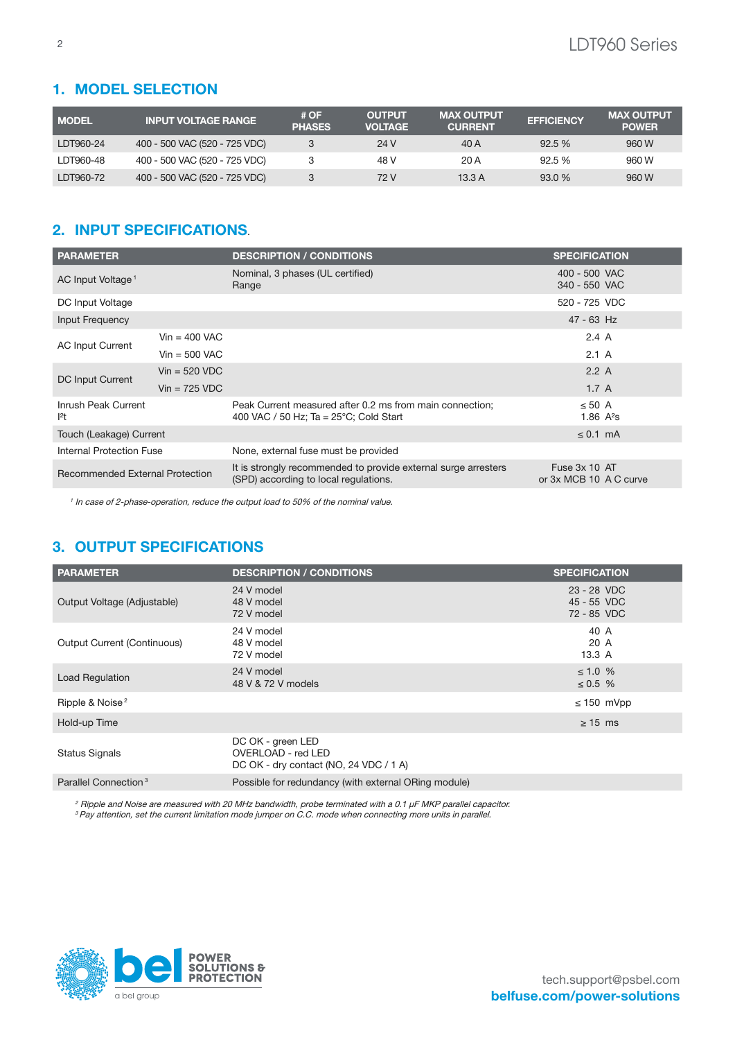## 1. MODEL SELECTION

| MODEL | INPUT VOLTAGE RANGE | # OF PHASES | OUTPUT VOLTAGE | MAX OUTPUT CURRENT | EFFICIENCY | MAX OUTPUT POWER |
|---|---|---|---|---|---|---|
| LDT960-24 | 400 - 500 VAC (520 - 725 VDC) | 3 | 24 V | 40 A | 92.5 % | 960 W |
| LDT960-48 | 400 - 500 VAC (520 - 725 VDC) | 3 | 48 V | 20 A | 92.5 % | 960 W |
| LDT960-72 | 400 - 500 VAC (520 - 725 VDC) | 3 | 72 V | 13.3 A | 93.0 % | 960 W |

## 2. INPUT SPECIFICATIONS

| PARAMETER | | DESCRIPTION / CONDITIONS | SPECIFICATION |
|---|---|---|---|
| AC Input Voltage [1] | | Nominal, 3 phases (UL certified)<br>Range | 400 - 500 VAC<br>340 - 550 VAC |
| DC Input Voltage | | | 520 - 725 VDC |
| Input Frequency | | | 47 - 63 Hz |
| AC Input Current | Vin = 400 VAC | | 2.4 A |
| | Vin = 500 VAC | | 2.1 A |
| DC Input Current | Vin = 520 VDC | | 2.2 A |
| | Vin = 725 VDC | | 1.7 A |
| Inrush Peak Current<br>$I^2t$ | | Peak Current measured after 0.2 ms from main connection;<br>400 VAC / 50 Hz; Ta = 25°C; Cold Start | ≤ 50 A<br>1.86 $A^2s$ |
| Touch (Leakage) Current | | | ≤ 0.1 mA |
| Internal Protection Fuse | | None, external fuse must be provided | |
| Recommended External Protection | | It is strongly recommended to provide external surge arresters (SPD) according to local regulations. | Fuse 3x 10 AT<br>or 3x MCB 10 A C curve |

[1] *In case of 2-phase-operation, reduce the output load to 50% of the nominal value.*

## 3. OUTPUT SPECIFICATIONS

| PARAMETER | DESCRIPTION / CONDITIONS | SPECIFICATION |
|---|---|---|
| Output Voltage (Adjustable) | 24 V model<br>48 V model<br>72 V model | 23 - 28 VDC<br>45 - 55 VDC<br>72 - 85 VDC |
| Output Current (Continuous) | 24 V model<br>48 V model<br>72 V model | 40 A<br>20 A<br>13.3 A |
| Load Regulation | 24 V model<br>48 V & 72 V models | ≤ 1.0 %<br>≤ 0.5 % |
| Ripple & Noise [2] | | ≤ 150 mVpp |
| Hold-up Time | | ≥ 15 ms |
| Status Signals | DC OK - green LED<br>OVERLOAD - red LED<br>DC OK - dry contact (NO, 24 VDC / 1 A) | |
| Parallel Connection [3] | Possible for redundancy (with external ORing module) | |

[2] *Ripple and Noise are measured with 20 MHz bandwidth, probe terminated with a 0.1 µF MKP parallel capacitor.*
[3] *Pay attention, set the current limitation mode jumper on C.C. mode when connecting more units in parallel.*

tech.support@psbel.com
**belfuse.com/power-solutions**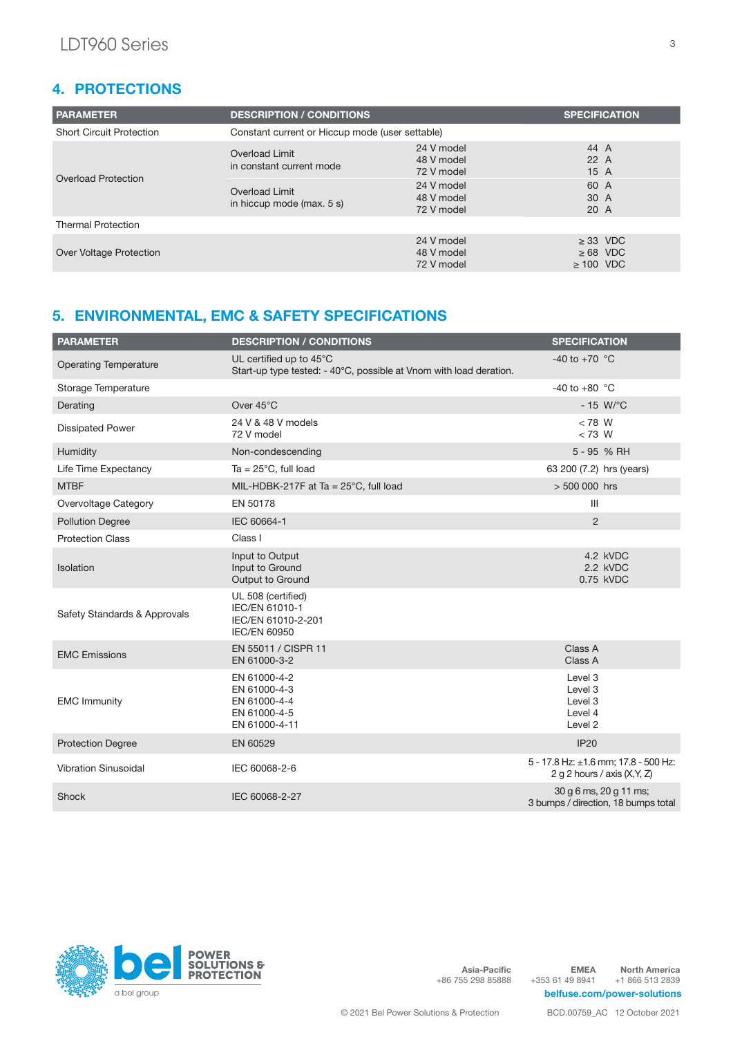## 4. PROTECTIONS

| PARAMETER | DESCRIPTION / CONDITIONS | | SPECIFICATION |
|---|---|---|---|
| Short Circuit Protection | Constant current or Hiccup mode (user settable) | | |
| Overload Protection | Overload Limit<br>in constant current mode | 24 V model<br>48 V model<br>72 V model | 44 A<br>22 A<br>15 A |
| | Overload Limit<br>in hiccup mode (max. 5 s) | 24 V model<br>48 V model<br>72 V model | 60 A<br>30 A<br>20 A |
| Thermal Protection | | | |
| Over Voltage Protection | | 24 V model<br>48 V model<br>72 V model | ≥ 33 VDC<br>≥ 68 VDC<br>≥ 100 VDC |

## 5. ENVIRONMENTAL, EMC & SAFETY SPECIFICATIONS

| PARAMETER | DESCRIPTION / CONDITIONS | SPECIFICATION |
|---|---|---|
| Operating Temperature | UL certified up to 45°C<br>Start-up type tested: - 40°C, possible at Vnom with load deration. | -40 to +70 °C |
| Storage Temperature | | -40 to +80 °C |
| Derating | Over 45°C | - 15 W/°C |
| Dissipated Power | 24 V & 48 V models<br>72 V model | < 78 W<br>< 73 W |
| Humidity | Non-condescending | 5 - 95 % RH |
| Life Time Expectancy | Ta = 25°C, full load | 63 200 (7.2) hrs (years) |
| MTBF | MIL-HDBK-217F at Ta = 25°C, full load | > 500 000 hrs |
| Overvoltage Category | EN 50178 | III |
| Pollution Degree | IEC 60664-1 | 2 |
| Protection Class | Class I | |
| Isolation | Input to Output<br>Input to Ground<br>Output to Ground | 4.2 kVDC<br>2.2 kVDC<br>0.75 kVDC |
| Safety Standards & Approvals | UL 508 (certified)<br>IEC/EN 61010-1<br>IEC/EN 61010-2-201<br>IEC/EN 60950 | |
| EMC Emissions | EN 55011 / CISPR 11<br>EN 61000-3-2 | Class A<br>Class A |
| EMC Immunity | EN 61000-4-2<br>EN 61000-4-3<br>EN 61000-4-4<br>EN 61000-4-5<br>EN 61000-4-11 | Level 3<br>Level 3<br>Level 3<br>Level 4<br>Level 2 |
| Protection Degree | EN 60529 | IP20 |
| Vibration Sinusoidal | IEC 60068-2-6 | 5 - 17.8 Hz: ±1.6 mm; 17.8 - 500 Hz:<br>2 g 2 hours / axis (X,Y, Z) |
| Shock | IEC 60068-2-27 | 30 g 6 ms, 20 g 11 ms;<br>3 bumps / direction, 18 bumps total |

bel POWER SOLUTIONS & PROTECTION
a bel group

Asia-Pacific +86 755 298 85888 | EMEA +353 61 49 8941 | North America +1 866 513 2839

belfuse.com/power-solutions

© 2021 Bel Power Solutions & Protection BCD.00759_AC 12 October 2021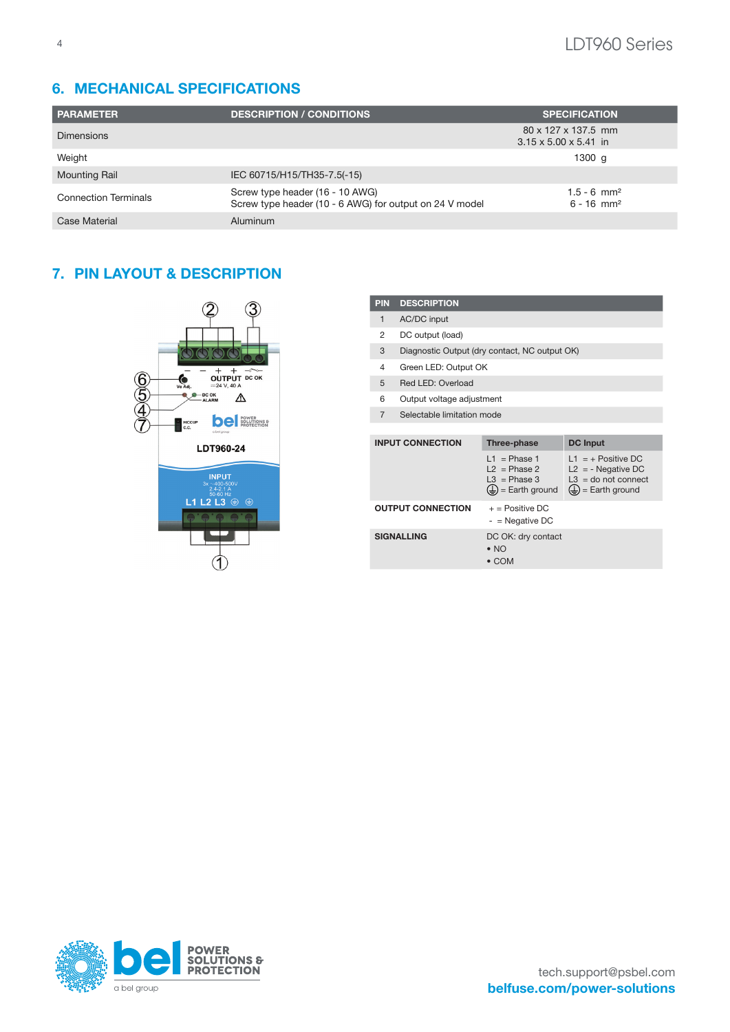## 6. MECHANICAL SPECIFICATIONS

| PARAMETER | DESCRIPTION / CONDITIONS | SPECIFICATION |
|---|---|---|
| Dimensions | | 80 x 127 x 137.5 mm<br>3.15 x 5.00 x 5.41 in |
| Weight | | 1300 g |
| Mounting Rail | IEC 60715/H15/TH35-7.5(-15) | |
| Connection Terminals | Screw type header (16 - 10 AWG)<br>Screw type header (10 - 6 AWG) for output on 24 V model | 1.5 - 6 mm²<br>6 - 16 mm² |
| Case Material | Aluminum | |

## 7. PIN LAYOUT & DESCRIPTION

| PIN | DESCRIPTION |
|---|---|
| 1 | AC/DC input |
| 2 | DC output (load) |
| 3 | Diagnostic Output (dry contact, NC output OK) |
| 4 | Green LED: Output OK |
| 5 | Red LED: Overload |
| 6 | Output voltage adjustment |
| 7 | Selectable limitation mode |

| INPUT CONNECTION | Three-phase | DC Input |
|---|---|---|
| | L1 = Phase 1<br>L2 = Phase 2<br>L3 = Phase 3<br>⏚ = Earth ground | L1 = + Positive DC<br>L2 = - Negative DC<br>L3 = do not connect<br>⏚ = Earth ground |
| OUTPUT CONNECTION | + = Positive DC<br>- = Negative DC | |
| SIGNALLING | DC OK: dry contact<br>• NO<br>• COM | |

tech.support@psbel.com
belfuse.com/power-solutions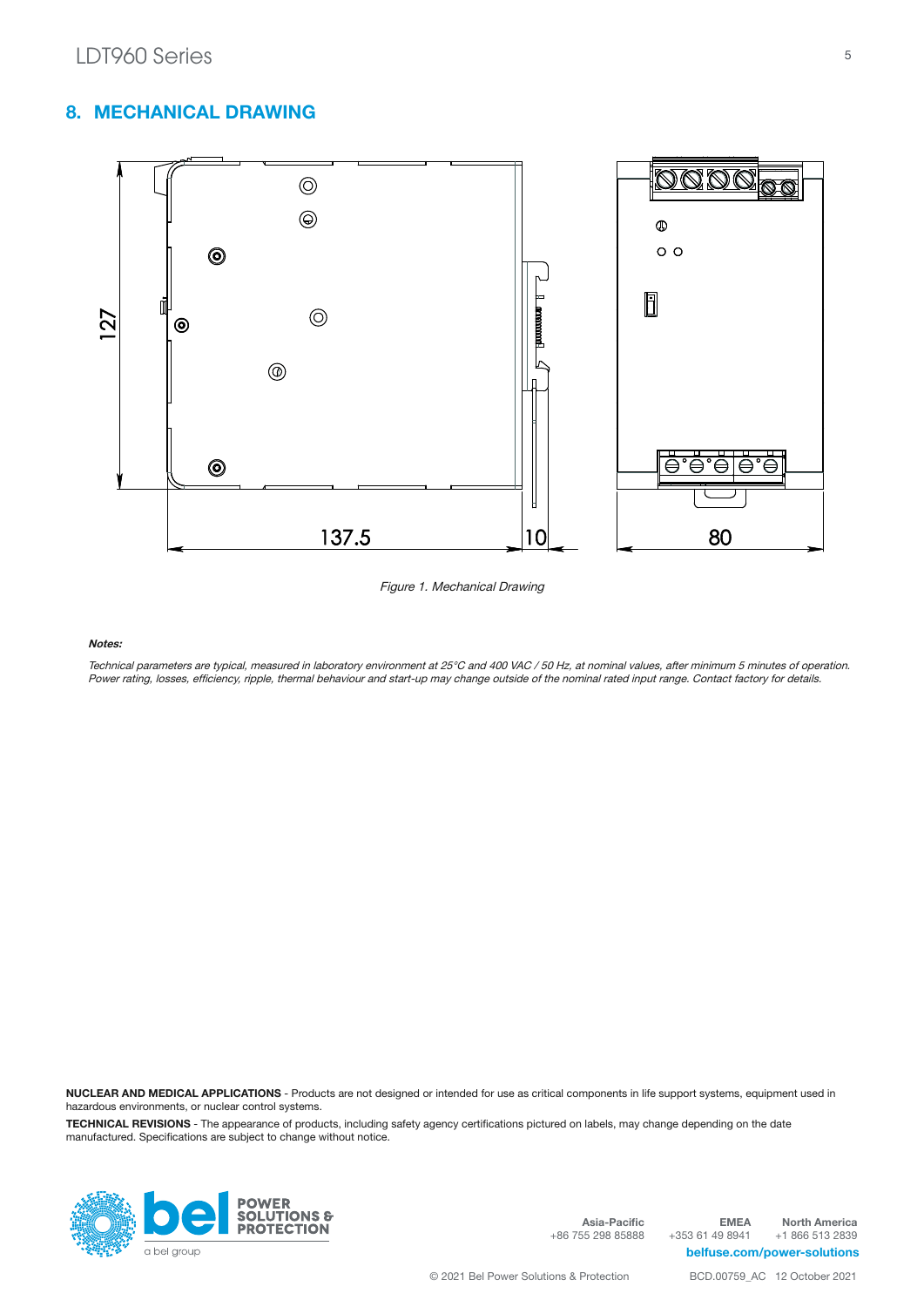## 8. MECHANICAL DRAWING

127

137.5

10

80

*Figure 1. Mechanical Drawing*

***Notes:***

*Technical parameters are typical, measured in laboratory environment at 25°C and 400 VAC / 50 Hz, at nominal values, after minimum 5 minutes of operation. Power rating, losses, efficiency, ripple, thermal behaviour and start-up may change outside of the nominal rated input range. Contact factory for details.*

**NUCLEAR AND MEDICAL APPLICATIONS** - Products are not designed or intended for use as critical components in life support systems, equipment used in hazardous environments, or nuclear control systems.

**TECHNICAL REVISIONS** - The appearance of products, including safety agency certifications pictured on labels, may change depending on the date manufactured. Specifications are subject to change without notice.

**Asia-Pacific** +86 755 298 85888 **EMEA** +353 61 49 8941 **North America** +1 866 513 2839

**belfuse.com/power-solutions**

© 2021 Bel Power Solutions & Protection BCD.00759_AC 12 October 2021